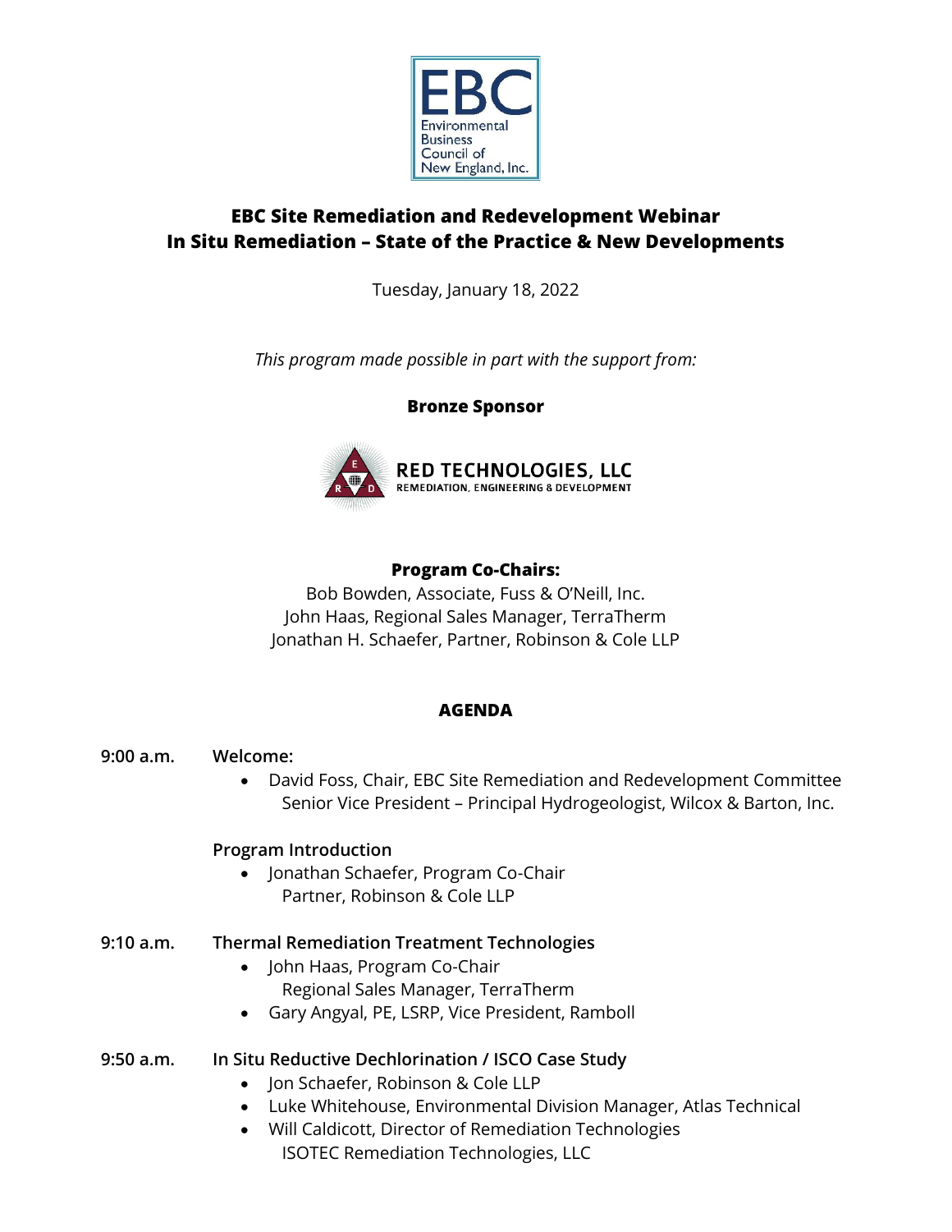EBC
Environmental Business Council of New England, Inc.

# EBC Site Remediation and Redevelopment Webinar
# In Situ Remediation – State of the Practice & New Developments

Tuesday, January 18, 2022

*This program made possible in part with the support from:*

**Bronze Sponsor**

RED TECHNOLOGIES, LLC
REMEDIATION, ENGINEERING & DEVELOPMENT

**Program Co-Chairs:**

Bob Bowden, Associate, Fuss & O'Neill, Inc.
John Haas, Regional Sales Manager, TerraTherm
Jonathan H. Schaefer, Partner, Robinson & Cole LLP

## AGENDA

**9:00 a.m.** **Welcome:**

- David Foss, Chair, EBC Site Remediation and Redevelopment Committee
  Senior Vice President – Principal Hydrogeologist, Wilcox & Barton, Inc.

**Program Introduction**

- Jonathan Schaefer, Program Co-Chair
  Partner, Robinson & Cole LLP

**9:10 a.m.** **Thermal Remediation Treatment Technologies**

- John Haas, Program Co-Chair
  Regional Sales Manager, TerraTherm
- Gary Angyal, PE, LSRP, Vice President, Ramboll

**9:50 a.m.** **In Situ Reductive Dechlorination / ISCO Case Study**

- Jon Schaefer, Robinson & Cole LLP
- Luke Whitehouse, Environmental Division Manager, Atlas Technical
- Will Caldicott, Director of Remediation Technologies
  ISOTEC Remediation Technologies, LLC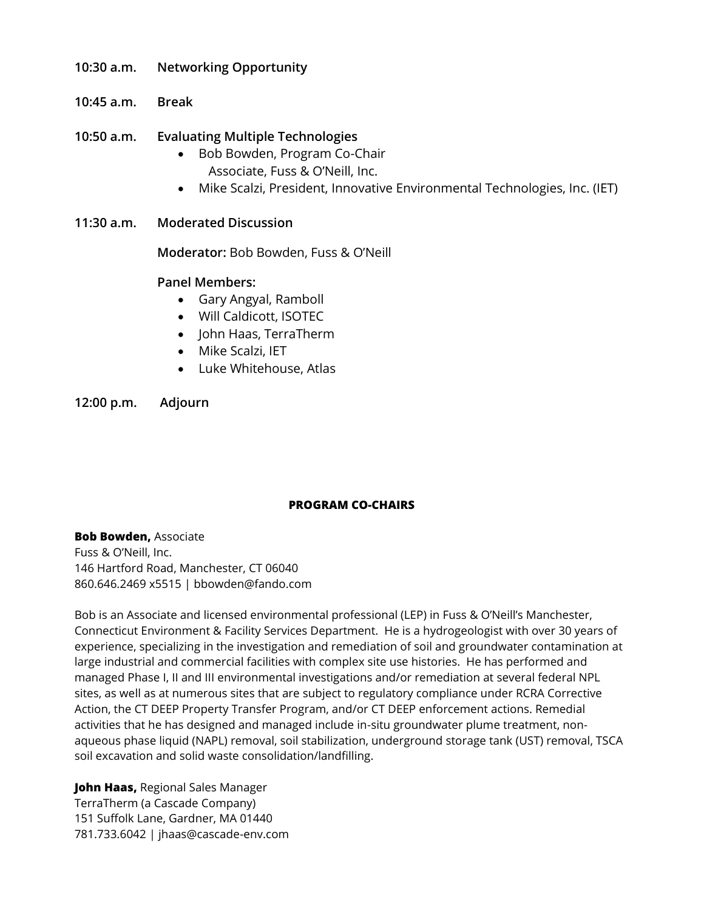**10:30 a.m.** **Networking Opportunity**

**10:45 a.m.** **Break**

**10:50 a.m.** **Evaluating Multiple Technologies**

- Bob Bowden, Program Co-Chair
  Associate, Fuss & O'Neill, Inc.
- Mike Scalzi, President, Innovative Environmental Technologies, Inc. (IET)

**11:30 a.m.** **Moderated Discussion**

**Moderator:** Bob Bowden, Fuss & O'Neill

**Panel Members:**

- Gary Angyal, Ramboll
- Will Caldicott, ISOTEC
- John Haas, TerraTherm
- Mike Scalzi, IET
- Luke Whitehouse, Atlas

**12:00 p.m.** **Adjourn**

## PROGRAM CO-CHAIRS

**Bob Bowden,** Associate
Fuss & O'Neill, Inc.
146 Hartford Road, Manchester, CT 06040
860.646.2469 x5515 | bbowden@fando.com

Bob is an Associate and licensed environmental professional (LEP) in Fuss & O'Neill's Manchester, Connecticut Environment & Facility Services Department. He is a hydrogeologist with over 30 years of experience, specializing in the investigation and remediation of soil and groundwater contamination at large industrial and commercial facilities with complex site use histories. He has performed and managed Phase I, II and III environmental investigations and/or remediation at several federal NPL sites, as well as at numerous sites that are subject to regulatory compliance under RCRA Corrective Action, the CT DEEP Property Transfer Program, and/or CT DEEP enforcement actions. Remedial activities that he has designed and managed include in-situ groundwater plume treatment, non-aqueous phase liquid (NAPL) removal, soil stabilization, underground storage tank (UST) removal, TSCA soil excavation and solid waste consolidation/landfilling.

**John Haas,** Regional Sales Manager
TerraTherm (a Cascade Company)
151 Suffolk Lane, Gardner, MA 01440
781.733.6042 | jhaas@cascade-env.com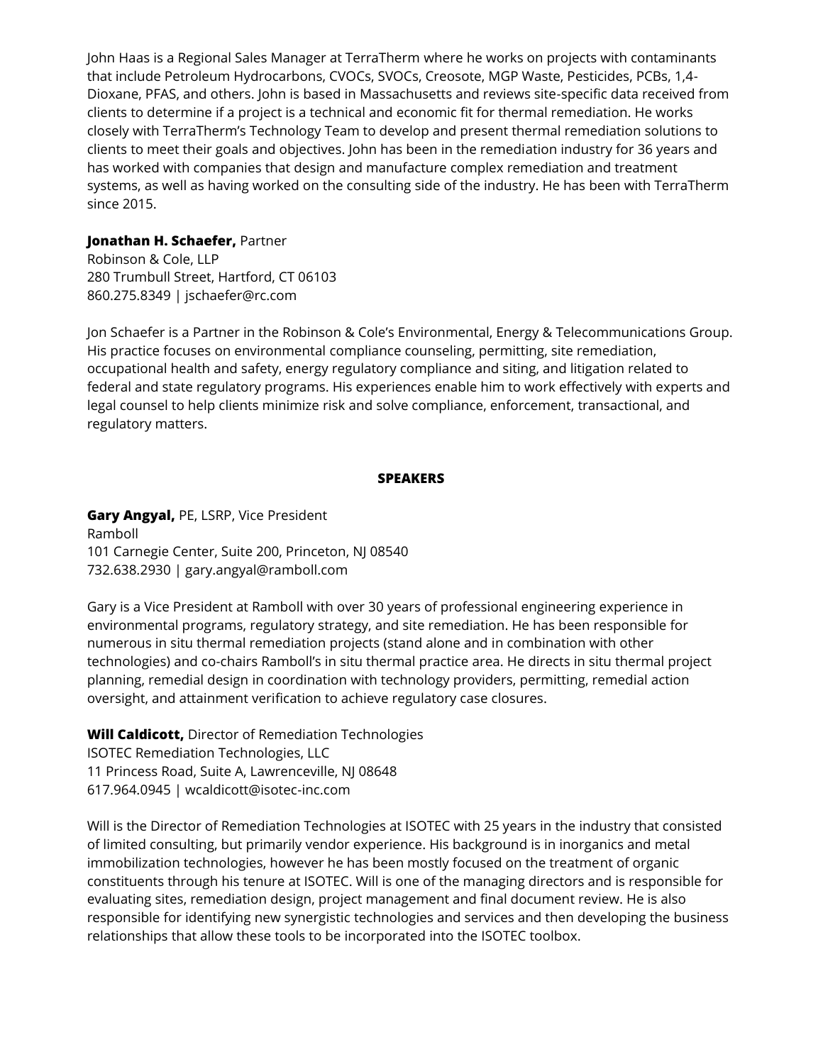John Haas is a Regional Sales Manager at TerraTherm where he works on projects with contaminants that include Petroleum Hydrocarbons, CVOCs, SVOCs, Creosote, MGP Waste, Pesticides, PCBs, 1,4-Dioxane, PFAS, and others. John is based in Massachusetts and reviews site-specific data received from clients to determine if a project is a technical and economic fit for thermal remediation. He works closely with TerraTherm's Technology Team to develop and present thermal remediation solutions to clients to meet their goals and objectives. John has been in the remediation industry for 36 years and has worked with companies that design and manufacture complex remediation and treatment systems, as well as having worked on the consulting side of the industry. He has been with TerraTherm since 2015.

**Jonathan H. Schaefer,** Partner
Robinson & Cole, LLP
280 Trumbull Street, Hartford, CT 06103
860.275.8349 | jschaefer@rc.com

Jon Schaefer is a Partner in the Robinson & Cole's Environmental, Energy & Telecommunications Group. His practice focuses on environmental compliance counseling, permitting, site remediation, occupational health and safety, energy regulatory compliance and siting, and litigation related to federal and state regulatory programs. His experiences enable him to work effectively with experts and legal counsel to help clients minimize risk and solve compliance, enforcement, transactional, and regulatory matters.

## SPEAKERS

**Gary Angyal,** PE, LSRP, Vice President
Ramboll
101 Carnegie Center, Suite 200, Princeton, NJ 08540
732.638.2930 | gary.angyal@ramboll.com

Gary is a Vice President at Ramboll with over 30 years of professional engineering experience in environmental programs, regulatory strategy, and site remediation. He has been responsible for numerous in situ thermal remediation projects (stand alone and in combination with other technologies) and co-chairs Ramboll's in situ thermal practice area. He directs in situ thermal project planning, remedial design in coordination with technology providers, permitting, remedial action oversight, and attainment verification to achieve regulatory case closures.

**Will Caldicott,** Director of Remediation Technologies
ISOTEC Remediation Technologies, LLC
11 Princess Road, Suite A, Lawrenceville, NJ 08648
617.964.0945 | wcaldicott@isotec-inc.com

Will is the Director of Remediation Technologies at ISOTEC with 25 years in the industry that consisted of limited consulting, but primarily vendor experience. His background is in inorganics and metal immobilization technologies, however he has been mostly focused on the treatment of organic constituents through his tenure at ISOTEC. Will is one of the managing directors and is responsible for evaluating sites, remediation design, project management and final document review. He is also responsible for identifying new synergistic technologies and services and then developing the business relationships that allow these tools to be incorporated into the ISOTEC toolbox.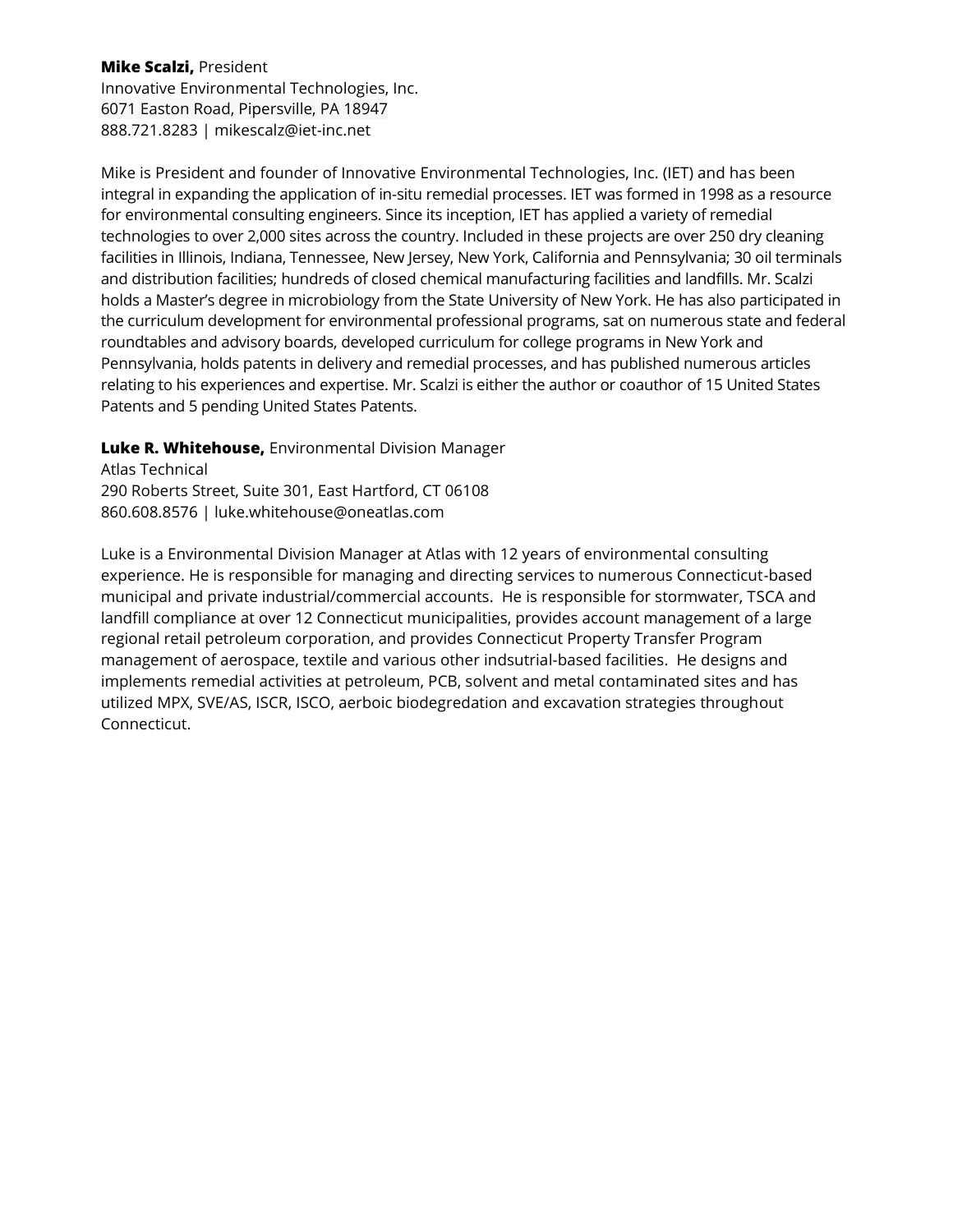**Mike Scalzi,** President
Innovative Environmental Technologies, Inc.
6071 Easton Road, Pipersville, PA 18947
888.721.8283 | mikescalz@iet-inc.net

Mike is President and founder of Innovative Environmental Technologies, Inc. (IET) and has been integral in expanding the application of in-situ remedial processes. IET was formed in 1998 as a resource for environmental consulting engineers. Since its inception, IET has applied a variety of remedial technologies to over 2,000 sites across the country. Included in these projects are over 250 dry cleaning facilities in Illinois, Indiana, Tennessee, New Jersey, New York, California and Pennsylvania; 30 oil terminals and distribution facilities; hundreds of closed chemical manufacturing facilities and landfills. Mr. Scalzi holds a Master's degree in microbiology from the State University of New York. He has also participated in the curriculum development for environmental professional programs, sat on numerous state and federal roundtables and advisory boards, developed curriculum for college programs in New York and Pennsylvania, holds patents in delivery and remedial processes, and has published numerous articles relating to his experiences and expertise. Mr. Scalzi is either the author or coauthor of 15 United States Patents and 5 pending United States Patents.

**Luke R. Whitehouse,** Environmental Division Manager
Atlas Technical
290 Roberts Street, Suite 301, East Hartford, CT 06108
860.608.8576 | luke.whitehouse@oneatlas.com

Luke is a Environmental Division Manager at Atlas with 12 years of environmental consulting experience. He is responsible for managing and directing services to numerous Connecticut-based municipal and private industrial/commercial accounts. He is responsible for stormwater, TSCA and landfill compliance at over 12 Connecticut municipalities, provides account management of a large regional retail petroleum corporation, and provides Connecticut Property Transfer Program management of aerospace, textile and various other indsutrial-based facilities. He designs and implements remedial activities at petroleum, PCB, solvent and metal contaminated sites and has utilized MPX, SVE/AS, ISCR, ISCO, aerboic biodegredation and excavation strategies throughout Connecticut.